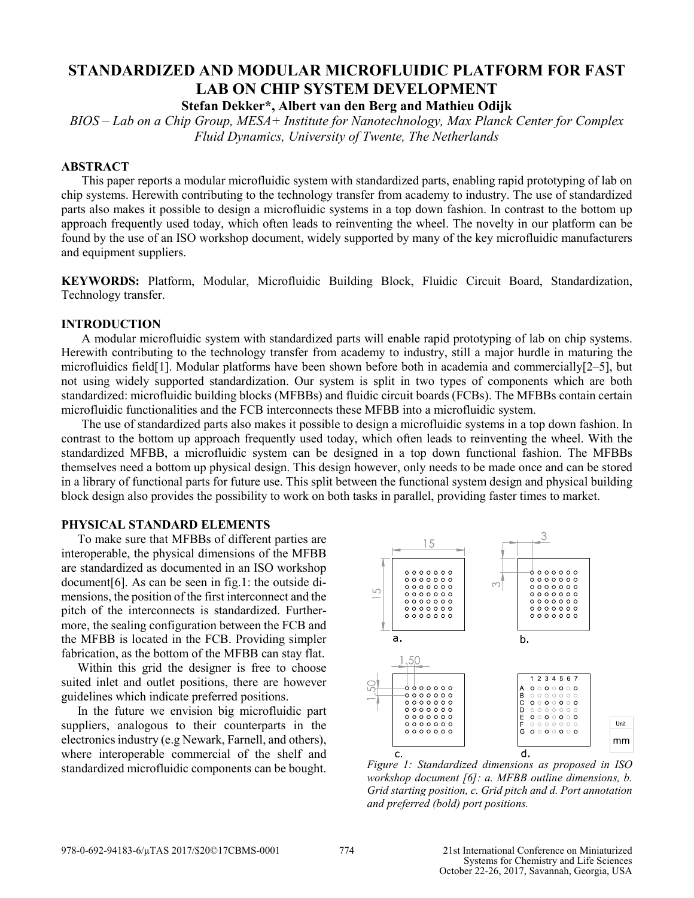# STANDARDIZED AND MODULAR MICROFLUIDIC PLATFORM FOR FAST LAB ON CHIP SYSTEM DEVELOPMENT

**Stefan Dekker*, Albert van den Berg and Mathieu Odijk**

*BIOS – Lab on a Chip Group, MESA+ Institute for Nanotechnology, Max Planck Center for Complex Fluid Dynamics, University of Twente, The Netherlands*

## ABSTRACT

This paper reports a modular microfluidic system with standardized parts, enabling rapid prototyping of lab on chip systems. Herewith contributing to the technology transfer from academy to industry. The use of standardized parts also makes it possible to design a microfluidic systems in a top down fashion. In contrast to the bottom up approach frequently used today, which often leads to reinventing the wheel. The novelty in our platform can be found by the use of an ISO workshop document, widely supported by many of the key microfluidic manufacturers and equipment suppliers.

**KEYWORDS:** Platform, Modular, Microfluidic Building Block, Fluidic Circuit Board, Standardization, Technology transfer.

## INTRODUCTION

A modular microfluidic system with standardized parts will enable rapid prototyping of lab on chip systems. Herewith contributing to the technology transfer from academy to industry, still a major hurdle in maturing the microfluidics field[1]. Modular platforms have been shown before both in academia and commercially[2–5], but not using widely supported standardization. Our system is split in two types of components which are both standardized: microfluidic building blocks (MFBBs) and fluidic circuit boards (FCBs). The MFBBs contain certain microfluidic functionalities and the FCB interconnects these MFBB into a microfluidic system.

The use of standardized parts also makes it possible to design a microfluidic systems in a top down fashion. In contrast to the bottom up approach frequently used today, which often leads to reinventing the wheel. With the standardized MFBB, a microfluidic system can be designed in a top down functional fashion. The MFBBs themselves need a bottom up physical design. This design however, only needs to be made once and can be stored in a library of functional parts for future use. This split between the functional system design and physical building block design also provides the possibility to work on both tasks in parallel, providing faster times to market.

## PHYSICAL STANDARD ELEMENTS

To make sure that MFBBs of different parties are interoperable, the physical dimensions of the MFBB are standardized as documented in an ISO workshop document[6]. As can be seen in fig.1: the outside dimensions, the position of the first interconnect and the pitch of the interconnects is standardized. Furthermore, the sealing configuration between the FCB and the MFBB is located in the FCB. Providing simpler fabrication, as the bottom of the MFBB can stay flat.

Within this grid the designer is free to choose suited inlet and outlet positions, there are however guidelines which indicate preferred positions.

In the future we envision big microfluidic part suppliers, analogous to their counterparts in the electronics industry (e.g Newark, Farnell, and others), where interoperable commercial of the shelf and standardized microfluidic components can be bought.

*Figure 1: Standardized dimensions as proposed in ISO workshop document [6]: a. MFBB outline dimensions, b. Grid starting position, c. Grid pitch and d. Port annotation and preferred (bold) port positions.*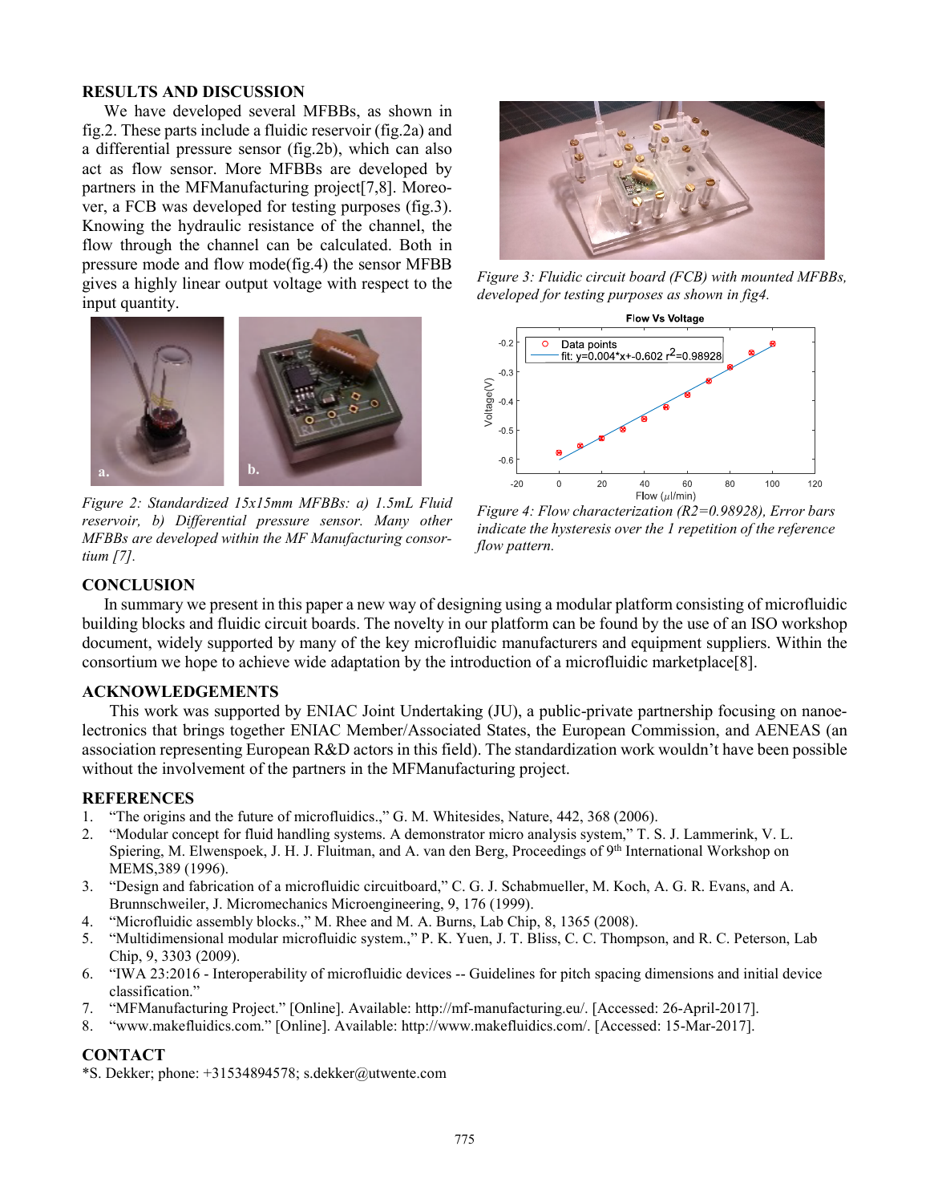## RESULTS AND DISCUSSION

We have developed several MFBBs, as shown in fig.2. These parts include a fluidic reservoir (fig.2a) and a differential pressure sensor (fig.2b), which can also act as flow sensor. More MFBBs are developed by partners in the MFManufacturing project[7,8]. Moreover, a FCB was developed for testing purposes (fig.3). Knowing the hydraulic resistance of the channel, the flow through the channel can be calculated. Both in pressure mode and flow mode(fig.4) the sensor MFBB gives a highly linear output voltage with respect to the input quantity.

a.

b.

*Figure 2: Standardized 15x15mm MFBBs: a) 1.5mL Fluid reservoir, b) Differential pressure sensor. Many other MFBBs are developed within the MF Manufacturing consortium [7].*

*Figure 3: Fluidic circuit board (FCB) with mounted MFBBs, developed for testing purposes as shown in fig4.*

Flow Vs Voltage

Data points

fit: y=0.004*x+-0.602 r2=0.98928

Voltage(V)

-0.2
-0.3
-0.4
-0.5
-0.6

-20 0 20 40 60 80 100 120

Flow (μl/min)

*Figure 4: Flow characterization (R2=0.98928), Error bars indicate the hysteresis over the 1 repetition of the reference flow pattern.*

## CONCLUSION

In summary we present in this paper a new way of designing using a modular platform consisting of microfluidic building blocks and fluidic circuit boards. The novelty in our platform can be found by the use of an ISO workshop document, widely supported by many of the key microfluidic manufacturers and equipment suppliers. Within the consortium we hope to achieve wide adaptation by the introduction of a microfluidic marketplace[8].

## ACKNOWLEDGEMENTS

This work was supported by ENIAC Joint Undertaking (JU), a public-private partnership focusing on nanoelectronics that brings together ENIAC Member/Associated States, the European Commission, and AENEAS (an association representing European R&D actors in this field). The standardization work wouldn't have been possible without the involvement of the partners in the MFManufacturing project.

## REFERENCES

1. "The origins and the future of microfluidics.," G. M. Whitesides, Nature, 442, 368 (2006).
2. "Modular concept for fluid handling systems. A demonstrator micro analysis system," T. S. J. Lammerink, V. L. Spiering, M. Elwenspoek, J. H. J. Fluitman, and A. van den Berg, Proceedings of 9th International Workshop on MEMS,389 (1996).
3. "Design and fabrication of a microfluidic circuitboard," C. G. J. Schabmueller, M. Koch, A. G. R. Evans, and A. Brunnschweiler, J. Micromechanics Microengineering, 9, 176 (1999).
4. "Microfluidic assembly blocks.," M. Rhee and M. A. Burns, Lab Chip, 8, 1365 (2008).
5. "Multidimensional modular microfluidic system.," P. K. Yuen, J. T. Bliss, C. C. Thompson, and R. C. Peterson, Lab Chip, 9, 3303 (2009).
6. "IWA 23:2016 - Interoperability of microfluidic devices -- Guidelines for pitch spacing dimensions and initial device classification."
7. "MFManufacturing Project." [Online]. Available: http://mf-manufacturing.eu/. [Accessed: 26-April-2017].
8. "www.makefluidics.com." [Online]. Available: http://www.makefluidics.com/. [Accessed: 15-Mar-2017].

## CONTACT

*S. Dekker; phone: +31534894578; s.dekker@utwente.com